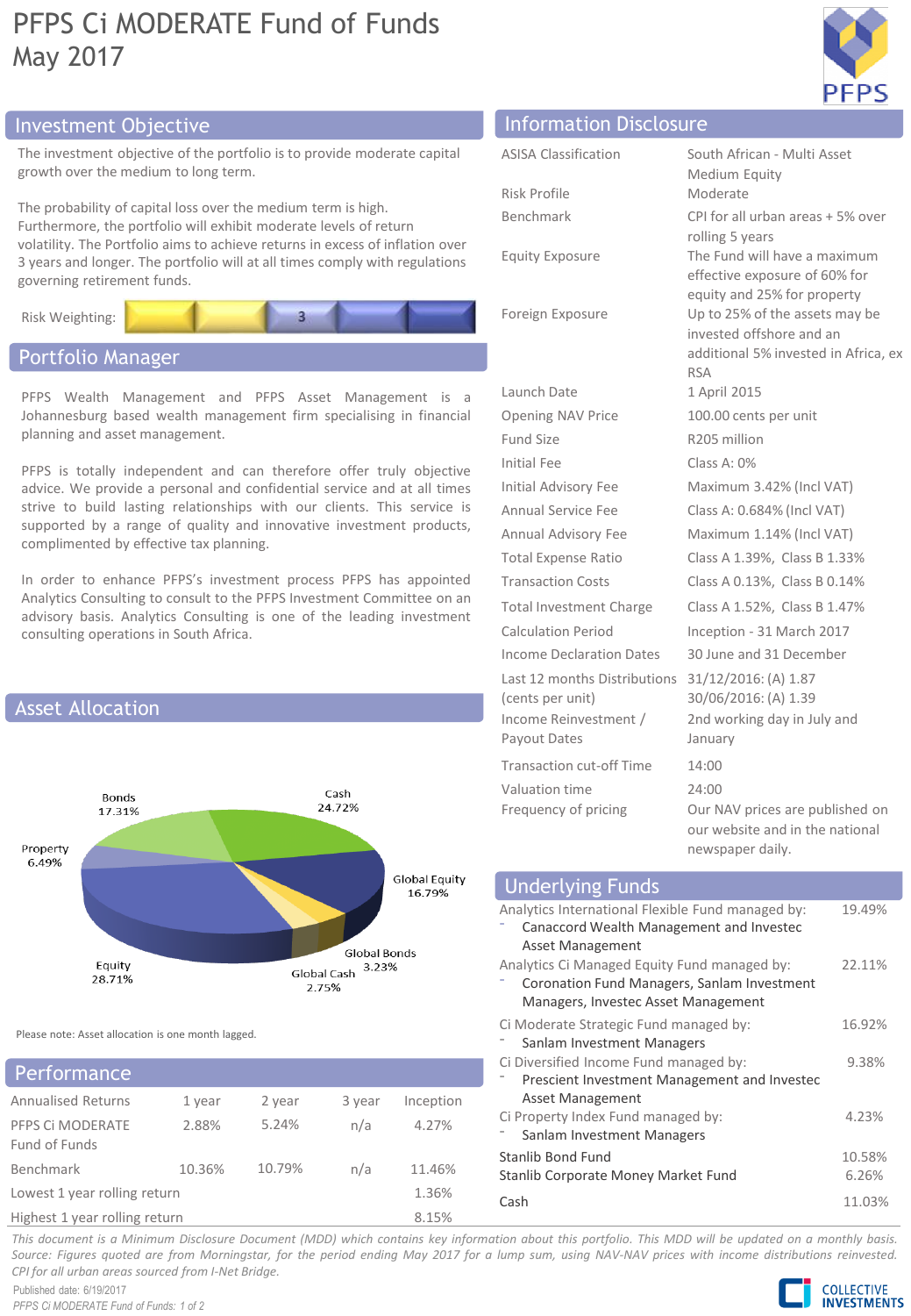# PFPS Ci MODERATE Fund of Funds

May 2017

## Investment Objective

The investment objective of the portfolio is to provide moderate capital growth over the medium to long term.

The probability of capital loss over the medium term is high. Furthermore, the portfolio will exhibit moderate levels of return volatility. The Portfolio aims to achieve returns in excess of inflation over 3 years and longer. The portfolio will at all times comply with regulations governing retirement funds.

Risk Weighting: 3

## Portfolio Manager

PFPS Wealth Management and PFPS Asset Management is a Johannesburg based wealth management firm specialising in financial planning and asset management.

PFPS is totally independent and can therefore offer truly objective advice. We provide a personal and confidential service and at all times strive to build lasting relationships with our clients. This service is supported by a range of quality and innovative investment products, complimented by effective tax planning.

In order to enhance PFPS's investment process PFPS has appointed Analytics Consulting to consult to the PFPS Investment Committee on an advisory basis. Analytics Consulting is one of the leading investment consulting operations in South Africa.

## Asset Allocation

| Asset | Allocation |
|---|---|
| Cash | 24.72% |
| Global Equity | 16.79% |
| Global Bonds | 3.23% |
| Global Cash | 2.75% |
| Equity | 28.71% |
| Property | 6.49% |
| Bonds | 17.31% |

Please note: Asset allocation is one month lagged.

## Performance

| Annualised Returns | 1 year | 2 year | 3 year | Inception |
|---|---|---|---|---|
| PFPS Ci MODERATE Fund of Funds | 2.88% | 5.24% | n/a | 4.27% |
| Benchmark | 10.36% | 10.79% | n/a | 11.46% |
| Lowest 1 year rolling return | | | | 1.36% |
| Highest 1 year rolling return | | | | 8.15% |

## Information Disclosure

| | |
|---|---|
| ASISA Classification | South African - Multi Asset Medium Equity |
| Risk Profile | Moderate |
| Benchmark | CPI for all urban areas + 5% over rolling 5 years |
| Equity Exposure | The Fund will have a maximum effective exposure of 60% for equity and 25% for property |
| Foreign Exposure | Up to 25% of the assets may be invested offshore and an additional 5% invested in Africa, ex RSA |
| Launch Date | 1 April 2015 |
| Opening NAV Price | 100.00 cents per unit |
| Fund Size | R205 million |
| Initial Fee | Class A: 0% |
| Initial Advisory Fee | Maximum 3.42% (Incl VAT) |
| Annual Service Fee | Class A: 0.684% (Incl VAT) |
| Annual Advisory Fee | Maximum 1.14% (Incl VAT) |
| Total Expense Ratio | Class A 1.39%, Class B 1.33% |
| Transaction Costs | Class A 0.13%, Class B 0.14% |
| Total Investment Charge | Class A 1.52%, Class B 1.47% |
| Calculation Period | Inception - 31 March 2017 |
| Income Declaration Dates | 30 June and 31 December |
| Last 12 months Distributions (cents per unit) | 31/12/2016: (A) 1.87<br>30/06/2016: (A) 1.39 |
| Income Reinvestment / Payout Dates | 2nd working day in July and January |
| Transaction cut-off Time | 14:00 |
| Valuation time | 24:00 |
| Frequency of pricing | Our NAV prices are published on our website and in the national newspaper daily. |

## Underlying Funds

| Fund | Weight |
|---|---|
| Analytics International Flexible Fund managed by:<br>- Canaccord Wealth Management and Investec Asset Management | 19.49% |
| Analytics Ci Managed Equity Fund managed by:<br>- Coronation Fund Managers, Sanlam Investment Managers, Investec Asset Management | 22.11% |
| Ci Moderate Strategic Fund managed by:<br>- Sanlam Investment Managers | 16.92% |
| Ci Diversified Income Fund managed by:<br>- Prescient Investment Management and Investec Asset Management | 9.38% |
| Ci Property Index Fund managed by:<br>- Sanlam Investment Managers | 4.23% |
| Stanlib Bond Fund | 10.58% |
| Stanlib Corporate Money Market Fund | 6.26% |
| Cash | 11.03% |

*This document is a Minimum Disclosure Document (MDD) which contains key information about this portfolio. This MDD will be updated on a monthly basis. Source: Figures quoted are from Morningstar, for the period ending May 2017 for a lump sum, using NAV-NAV prices with income distributions reinvested. CPI for all urban areas sourced from I-Net Bridge.*

Published date: 6/19/2017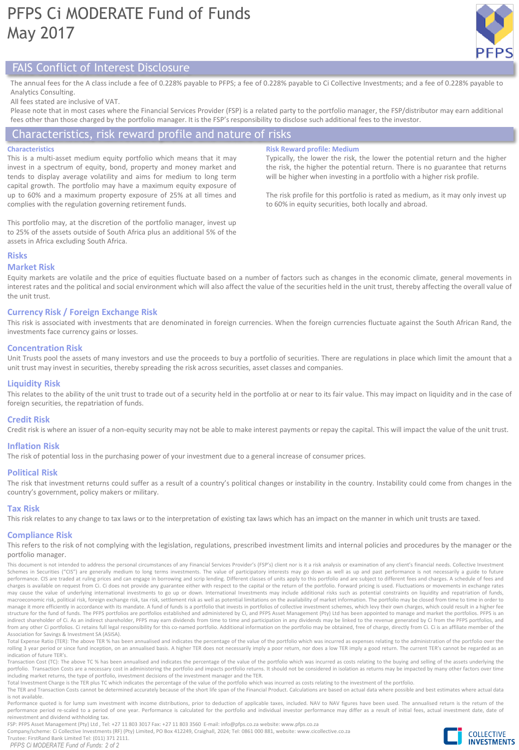# PFPS Ci MODERATE Fund of Funds
May 2017

## FAIS Conflict of Interest Disclosure

The annual fees for the A class include a fee of 0.228% payable to PFPS; a fee of 0.228% payable to Ci Collective Investments; and a fee of 0.228% payable to Analytics Consulting.

All fees stated are inclusive of VAT.

Please note that in most cases where the Financial Services Provider (FSP) is a related party to the portfolio manager, the FSP/distributor may earn additional fees other than those charged by the portfolio manager. It is the FSP's responsibility to disclose such additional fees to the investor.

## Characteristics, risk reward profile and nature of risks

### Characteristics

This is a multi-asset medium equity portfolio which means that it may invest in a spectrum of equity, bond, property and money market and tends to display average volatility and aims for medium to long term capital growth. The portfolio may have a maximum equity exposure of up to 60% and a maximum property exposure of 25% at all times and complies with the regulation governing retirement funds.

This portfolio may, at the discretion of the portfolio manager, invest up to 25% of the assets outside of South Africa plus an additional 5% of the assets in Africa excluding South Africa.

### Risk Reward profile: Medium

Typically, the lower the risk, the lower the potential return and the higher the risk, the higher the potential return. There is no guarantee that returns will be higher when investing in a portfolio with a higher risk profile.

The risk profile for this portfolio is rated as medium, as it may only invest up to 60% in equity securities, both locally and abroad.

### Risks

#### Market Risk

Equity markets are volatile and the price of equities fluctuate based on a number of factors such as changes in the economic climate, general movements in interest rates and the political and social environment which will also affect the value of the securities held in the unit trust, thereby affecting the overall value of the unit trust.

#### Currency Risk / Foreign Exchange Risk

This risk is associated with investments that are denominated in foreign currencies. When the foreign currencies fluctuate against the South African Rand, the investments face currency gains or losses.

#### Concentration Risk

Unit Trusts pool the assets of many investors and use the proceeds to buy a portfolio of securities. There are regulations in place which limit the amount that a unit trust may invest in securities, thereby spreading the risk across securities, asset classes and companies.

#### Liquidity Risk

This relates to the ability of the unit trust to trade out of a security held in the portfolio at or near to its fair value. This may impact on liquidity and in the case of foreign securities, the repatriation of funds.

#### Credit Risk

Credit risk is where an issuer of a non-equity security may not be able to make interest payments or repay the capital. This will impact the value of the unit trust.

#### Inflation Risk

The risk of potential loss in the purchasing power of your investment due to a general increase of consumer prices.

#### Political Risk

The risk that investment returns could suffer as a result of a country's political changes or instability in the country. Instability could come from changes in the country's government, policy makers or military.

#### Tax Risk

This risk relates to any change to tax laws or to the interpretation of existing tax laws which has an impact on the manner in which unit trusts are taxed.

#### Compliance Risk

This refers to the risk of not complying with the legislation, regulations, prescribed investment limits and internal policies and procedures by the manager or the portfolio manager.

This document is not intended to address the personal circumstances of any Financial Services Provider's (FSP's) client nor is it a risk analysis or examination of any client's financial needs. Collective Investment Schemes in Securities ("CIS") are generally medium to long terms investments. The value of participatory interests may go down as well as up and past performance is not necessarily a guide to future performance. CIS are traded at ruling prices and can engage in borrowing and scrip lending. Different classes of units apply to this portfolio and are subject to different fees and charges. A schedule of fees and charges is available on request from Ci. Ci does not provide any guarantee either with respect to the capital or the return of the portfolio. Forward pricing is used. Fluctuations or movements in exchange rates may cause the value of underlying international investments to go up or down. International Investments may include additional risks such as potential constraints on liquidity and repatriation of funds, macroeconomic risk, political risk, foreign exchange risk, tax risk, settlement risk as well as potential limitations on the availability of market information. The portfolio may be closed from time to time in order to manage it more efficiently in accordance with its mandate. A fund of funds is a portfolio that invests in portfolios of collective investment schemes, which levy their own charges, which could result in a higher fee structure for the fund of funds. The PFPS portfolios are portfolios established and administered by Ci, and PFPS Asset Management (Pty) Ltd has been appointed to manage and market the portfolios. PFPS is an indirect shareholder of Ci. As an indirect shareholder, PFPS may earn dividends from time to time and participation in any dividends may be linked to the revenue generated by Ci from the PFPS portfolios, and from any other Ci portfolios. Ci retains full legal responsibility for this co-named portfolio. Additional information on the portfolio may be obtained, free of charge, directly from Ci. Ci is an affiliate member of the Association for Savings & Investment SA (ASISA).

Total Expense Ratio (TER): The above TER % has been annualised and indicates the percentage of the value of the portfolio which was incurred as expenses relating to the administration of the portfolio over the rolling 3 year period or since fund inception, on an annualised basis. A higher TER does not necessarily imply a poor return, nor does a low TER imply a good return. The current TER's cannot be regarded as an indication of future TER's.

Transaction Cost (TC): The above TC % has been annualised and indicates the percentage of the value of the portfolio which was incurred as costs relating to the buying and selling of the assets underlying the portfolio. Transaction Costs are a necessary cost in administering the portfolio and impacts portfolio returns. It should not be considered in isolation as returns may be impacted by many other factors over time including market returns, the type of portfolio, investment decisions of the investment manager and the TER.

Total Investment Charge is the TER plus TC which indicates the percentage of the value of the portfolio which was incurred as costs relating to the investment of the portfolio.

The TER and Transaction Costs cannot be determined accurately because of the short life span of the Financial Product. Calculations are based on actual data where possible and best estimates where actual data is not available.

Performance quoted is for lump sum investment with income distributions, prior to deduction of applicable taxes, included. NAV to NAV figures have been used. The annualised return is the return of the performance period re-scaled to a period of one year. Performance is calculated for the portfolio and individual investor performance may differ as a result of initial fees, actual investment date, date of reinvestment and dividend withholding tax.

FSP: PFPS Asset Management (Pty) Ltd , Tel: +27 11 803 3017 Fax: +27 11 803 3560 E-mail: info@pfps.co.za website: www.pfps.co.za

Company/scheme: Ci Collective Investments (RF) (Pty) Limited, PO Box 412249, Craighall, 2024; Tel: 0861 000 881, website: www.cicollective.co.za

Trustee: FirstRand Bank Limited Tel: (011) 371 2111.